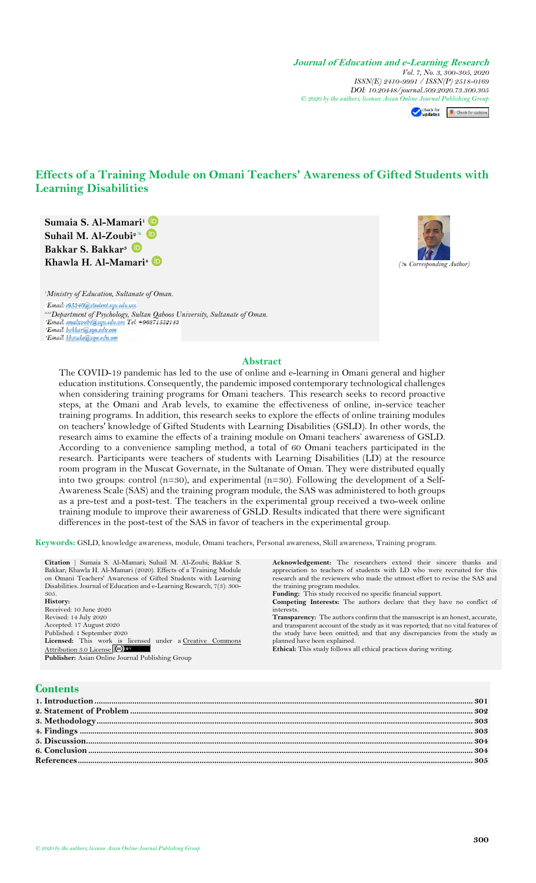**Journal of Education and e-Learning Research**
*Vol. 7, No. 3, 300-305, 2020*
*ISSN(E) 2410-9991 / ISSN(P) 2518-0169*
*DOI: 10.20448/journal.509.2020.73.300.305*
*© 2020 by the authors; licensee Asian Online Journal Publishing Group*

# Effects of a Training Module on Omani Teachers' Awareness of Gifted Students with Learning Disabilities

**Sumaia S. Al-Mamari**[1]
**Suhail M. Al-Zoubi**[2]
**Bakkar S. Bakkar**[3]
**Khawla H. Al-Mamari**[4]

(✉ *Corresponding Author*)

[1]*Ministry of Education, Sultanate of Oman.*
[1]*Email: s95340@student.squ.edu.om*
[2,3,4]*Department of Psychology, Sultan Qaboos University, Sultanate of Oman.*
[2]*Email: smalzoubi@squ.edu.om Tel: +96871552143*
[3]*Email: bakkar@squ.edu.om*
[4]*Email: khawla@squ.edu.om*

## Abstract

The COVID-19 pandemic has led to the use of online and e-learning in Omani general and higher education institutions. Consequently, the pandemic imposed contemporary technological challenges when considering training programs for Omani teachers. This research seeks to record proactive steps, at the Omani and Arab levels, to examine the effectiveness of online, in-service teacher training programs. In addition, this research seeks to explore the effects of online training modules on teachers' knowledge of Gifted Students with Learning Disabilities (GSLD). In other words, the research aims to examine the effects of a training module on Omani teachers' awareness of GSLD. According to a convenience sampling method, a total of 60 Omani teachers participated in the research. Participants were teachers of students with Learning Disabilities (LD) at the resource room program in the Muscat Governate, in the Sultanate of Oman. They were distributed equally into two groups: control (n=30), and experimental (n=30). Following the development of a Self-Awareness Scale (SAS) and the training program module, the SAS was administered to both groups as a pre-test and a post-test. The teachers in the experimental group received a two-week online training module to improve their awareness of GSLD. Results indicated that there were significant differences in the post-test of the SAS in favor of teachers in the experimental group.

**Keywords:** GSLD, knowledge awareness, module, Omani teachers, Personal awareness, Skill awareness, Training program.

**Citation** | Sumaia S. Al-Mamari; Suhail M. Al-Zoubi; Bakkar S. Bakkar; Khawla H. Al-Mamari (2020). Effects of a Training Module on Omani Teachers' Awareness of Gifted Students with Learning Disabilities. Journal of Education and e-Learning Research, 7(3): 300-305.

**History:**
Received: 10 June 2020
Revised: 14 July 2020
Accepted: 17 August 2020
Published: 1 September 2020

**Licensed:** This work is licensed under a Creative Commons Attribution 3.0 License

**Publisher:** Asian Online Journal Publishing Group

**Acknowledgement:** The researchers extend their sincere thanks and appreciation to teachers of students with LD who were recruited for this research and the reviewers who made the utmost effort to revise the SAS and the training program modules.

**Funding:** This study received no specific financial support.

**Competing Interests:** The authors declare that they have no conflict of interests.

**Transparency:** The authors confirm that the manuscript is an honest, accurate, and transparent account of the study as it was reported; that no vital features of the study have been omitted; and that any discrepancies from the study as planned have been explained.

**Ethical:** This study follows all ethical practices during writing.

## Contents

- 1. Introduction ........ 301
- 2. Statement of Problem ........ 302
- 3. Methodology ........ 303
- 4. Findings ........ 303
- 5. Discussion ........ 304
- 6. Conclusion ........ 304
- References ........ 305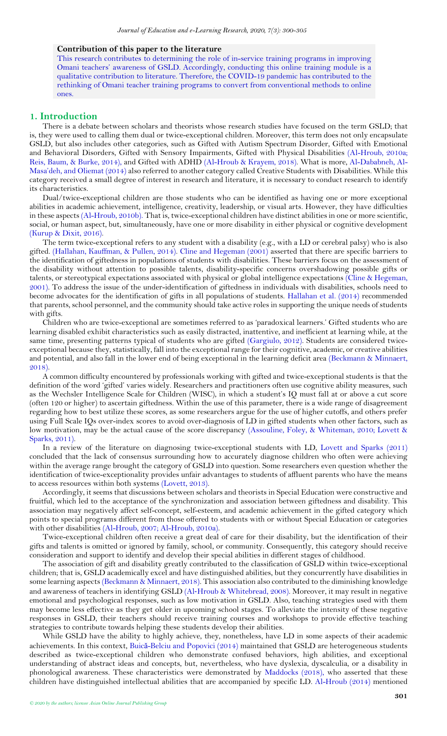**Contribution of this paper to the literature**

This research contributes to determining the role of in-service training programs in improving Omani teachers' awareness of GSLD. Accordingly, conducting this online training module is a qualitative contribution to literature. Therefore, the COVID-19 pandemic has contributed to the rethinking of Omani teacher training programs to convert from conventional methods to online ones.

## 1. Introduction

There is a debate between scholars and theorists whose research studies have focused on the term GSLD; that is, they were used to calling them dual or twice-exceptional children. Moreover, this term does not only encapsulate GSLD, but also includes other categories, such as Gifted with Autism Spectrum Disorder, Gifted with Emotional and Behavioral Disorders, Gifted with Sensory Impairments, Gifted with Physical Disabilities (Al-Hroub, 2010a; Reis, Baum, & Burke, 2014), and Gifted with ADHD (Al-Hroub & Krayem, 2018). What is more, Al-Dababneh, Al-Masa'deh, and Oliemat (2014) also referred to another category called Creative Students with Disabilities. While this category received a small degree of interest in research and literature, it is necessary to conduct research to identify its characteristics.

Dual/twice-exceptional children are those students who can be identified as having one or more exceptional abilities in academic achievement, intelligence, creativity, leadership, or visual arts. However, they have difficulties in these aspects (Al-Hroub, 2010b). That is, twice-exceptional children have distinct abilities in one or more scientific, social, or human aspect, but, simultaneously, have one or more disability in either physical or cognitive development (Kurup & Dixit, 2016).

The term twice-exceptional refers to any student with a disability (e.g., with a LD or cerebral palsy) who is also gifted. (Hallahan, Kauffman, & Pullen, 2014). Cline and Hegeman (2001) asserted that there are specific barriers to the identification of giftedness in populations of students with disabilities. These barriers focus on the assessment of the disability without attention to possible talents, disability-specific concerns overshadowing possible gifts or talents, or stereotypical expectations associated with physical or global intelligence expectations (Cline & Hegeman, 2001). To address the issue of the under-identification of giftedness in individuals with disabilities, schools need to become advocates for the identification of gifts in all populations of students. Hallahan et al. (2014) recommended that parents, school personnel, and the community should take active roles in supporting the unique needs of students with gifts.

Children who are twice-exceptional are sometimes referred to as 'paradoxical learners.' Gifted students who are learning disabled exhibit characteristics such as easily distracted, inattentive, and inefficient at learning while, at the same time, presenting patterns typical of students who are gifted (Gargiulo, 2012). Students are considered twice-exceptional because they, statistically, fall into the exceptional range for their cognitive, academic, or creative abilities and potential, and also fall in the lower end of being exceptional in the learning deficit area (Beckmann & Minnaert, 2018).

A common difficulty encountered by professionals working with gifted and twice-exceptional students is that the definition of the word 'gifted' varies widely. Researchers and practitioners often use cognitive ability measures, such as the Wechsler Intelligence Scale for Children (WISC), in which a student's IQ must fall at or above a cut score (often 120 or higher) to ascertain giftedness. Within the use of this parameter, there is a wide range of disagreement regarding how to best utilize these scores, as some researchers argue for the use of higher cutoffs, and others prefer using Full Scale IQs over-index scores to avoid over-diagnosis of LD in gifted students when other factors, such as low motivation, may be the actual cause of the score discrepancy (Assouline, Foley, & Whiteman, 2010; Lovett & Sparks, 2011).

In a review of the literature on diagnosing twice-exceptional students with LD, Lovett and Sparks (2011) concluded that the lack of consensus surrounding how to accurately diagnose children who often were achieving within the average range brought the category of GSLD into question. Some researchers even question whether the identification of twice-exceptionality provides unfair advantages to students of affluent parents who have the means to access resources within both systems (Lovett, 2013).

Accordingly, it seems that discussions between scholars and theorists in Special Education were constructive and fruitful, which led to the acceptance of the synchronization and association between giftedness and disability. This association may negatively affect self-concept, self-esteem, and academic achievement in the gifted category which points to special programs different from those offered to students with or without Special Education or categories with other disabilities (Al-Hroub, 2007; Al-Hroub, 2010a).

Twice-exceptional children often receive a great deal of care for their disability, but the identification of their gifts and talents is omitted or ignored by family, school, or community. Consequently, this category should receive consideration and support to identify and develop their special abilities in different stages of childhood.

The association of gift and disability greatly contributed to the classification of GSLD within twice-exceptional children; that is, GSLD academically excel and have distinguished abilities, but they concurrently have disabilities in some learning aspects (Beckmann & Minnaert, 2018). This association also contributed to the diminishing knowledge and awareness of teachers in identifying GSLD (Al-Hroub & Whitebread, 2008). Moreover, it may result in negative emotional and psychological responses, such as low motivation in GSLD. Also, teaching strategies used with them may become less effective as they get older in upcoming school stages. To alleviate the intensity of these negative responses in GSLD, their teachers should receive training courses and workshops to provide effective teaching strategies to contribute towards helping these students develop their abilities.

While GSLD have the ability to highly achieve, they, nonetheless, have LD in some aspects of their academic achievements. In this context, Buică-Belciu and Popovici (2014) maintained that GSLD are heterogeneous students described as twice-exceptional children who demonstrate confused behaviors, high abilities, and exceptional understanding of abstract ideas and concepts, but, nevertheless, who have dyslexia, dyscalculia, or a disability in phonological awareness. These characteristics were demonstrated by Maddocks (2018), who asserted that these children have distinguished intellectual abilities that are accompanied by specific LD. Al-Hroub (2014) mentioned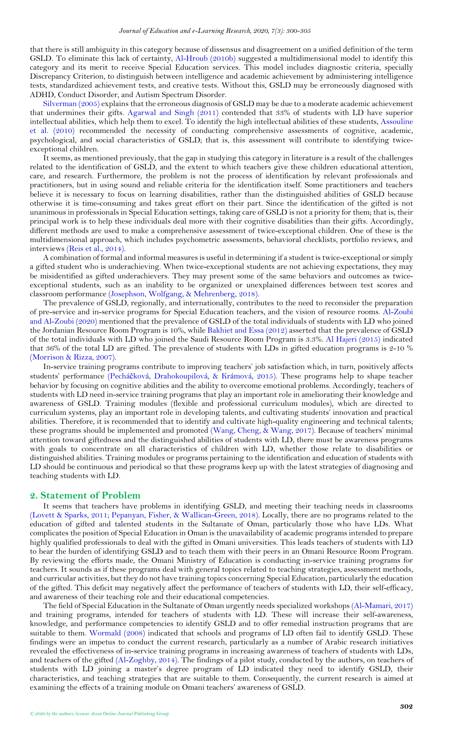that there is still ambiguity in this category because of dissensus and disagreement on a unified definition of the term GSLD. To eliminate this lack of certainty, Al-Hroub (2010b) suggested a multidimensional model to identify this category and its merit to receive Special Education services. This model includes diagnostic criteria, specially Discrepancy Criterion, to distinguish between intelligence and academic achievement by administering intelligence tests, standardized achievement tests, and creative tests. Without this, GSLD may be erroneously diagnosed with ADHD, Conduct Disorder, and Autism Spectrum Disorder.

Silverman (2005) explains that the erroneous diagnosis of GSLD may be due to a moderate academic achievement that undermines their gifts. Agarwal and Singh (2011) contended that 33% of students with LD have superior intellectual abilities, which help them to excel. To identify the high intellectual abilities of these students, Assouline et al. (2010) recommended the necessity of conducting comprehensive assessments of cognitive, academic, psychological, and social characteristics of GSLD; that is, this assessment will contribute to identifying twice-exceptional children.

It seems, as mentioned previously, that the gap in studying this category in literature is a result of the challenges related to the identification of GSLD, and the extent to which teachers give these children educational attention, care, and research. Furthermore, the problem is not the process of identification by relevant professionals and practitioners, but in using sound and reliable criteria for the identification itself. Some practitioners and teachers believe it is necessary to focus on learning disabilities, rather than the distinguished abilities of GSLD because otherwise it is time-consuming and takes great effort on their part. Since the identification of the gifted is not unanimous in professionals in Special Education settings, taking care of GSLD is not a priority for them; that is, their principal work is to help these individuals deal more with their cognitive disabilities than their gifts. Accordingly, different methods are used to make a comprehensive assessment of twice-exceptional children. One of these is the multidimensional approach, which includes psychometric assessments, behavioral checklists, portfolio reviews, and interviews (Reis et al., 2014).

A combination of formal and informal measures is useful in determining if a student is twice-exceptional or simply a gifted student who is underachieving. When twice-exceptional students are not achieving expectations, they may be misidentified as gifted underachievers. They may present some of the same behaviors and outcomes as twice-exceptional students, such as an inability to be organized or unexplained differences between test scores and classroom performance (Josephson, Wolfgang, & Mehrenberg, 2018).

The prevalence of GSLD, regionally, and internationally, contributes to the need to reconsider the preparation of pre-service and in-service programs for Special Education teachers, and the vision of resource rooms. Al-Zoubi and Al-Zoubi (2020) mentioned that the prevalence of GSLD of the total individuals of students with LD who joined the Jordanian Resource Room Program is 10%, while Bakhiet and Essa (2012) asserted that the prevalence of GSLD of the total individuals with LD who joined the Saudi Resource Room Program is 3.3%. Al Hajeri (2015) indicated that 36% of the total LD are gifted. The prevalence of students with LDs in gifted education programs is 2-10 % (Morrison & Rizza, 2007).

In-service training programs contribute to improving teachers' job satisfaction which, in turn, positively affects students' performance (Pecháčková, Drahokoupilová, & Krámová, 2015). These programs help to shape teacher behavior by focusing on cognitive abilities and the ability to overcome emotional problems. Accordingly, teachers of students with LD need in-service training programs that play an important role in ameliorating their knowledge and awareness of GSLD. Training modules (flexible and professional curriculum modules), which are directed to curriculum systems, play an important role in developing talents, and cultivating students' innovation and practical abilities. Therefore, it is recommended that to identify and cultivate high-quality engineering and technical talents; these programs should be implemented and promoted (Wang, Cheng, & Wang, 2017). Because of teachers' minimal attention toward giftedness and the distinguished abilities of students with LD, there must be awareness programs with goals to concentrate on all characteristics of children with LD, whether those relate to disabilities or distinguished abilities. Training modules or programs pertaining to the identification and education of students with LD should be continuous and periodical so that these programs keep up with the latest strategies of diagnosing and teaching students with LD.

## 2. Statement of Problem

It seems that teachers have problems in identifying GSLD, and meeting their teaching needs in classrooms (Lovett & Sparks, 2011; Pepanyan, Fisher, & Wallican-Green, 2018). Locally, there are no programs related to the education of gifted and talented students in the Sultanate of Oman, particularly those who have LDs. What complicates the position of Special Education in Oman is the unavailability of academic programs intended to prepare highly qualified professionals to deal with the gifted in Omani universities. This leads teachers of students with LD to bear the burden of identifying GSLD and to teach them with their peers in an Omani Resource Room Program. By reviewing the efforts made, the Omani Ministry of Education is conducting in-service training programs for teachers. It sounds as if these programs deal with general topics related to teaching strategies, assessment methods, and curricular activities, but they do not have training topics concerning Special Education, particularly the education of the gifted. This deficit may negatively affect the performance of teachers of students with LD, their self-efficacy, and awareness of their teaching role and their educational competencies.

The field of Special Education in the Sultanate of Oman urgently needs specialized workshops (Al-Mamari, 2017) and training programs, intended for teachers of students with LD. These will increase their self-awareness, knowledge, and performance competencies to identify GSLD and to offer remedial instruction programs that are suitable to them. Wormald (2008) indicated that schools and programs of LD often fail to identify GSLD. These findings were an impetus to conduct the current research, particularly as a number of Arabic research initiatives revealed the effectiveness of in-service training programs in increasing awareness of teachers of students with LDs, and teachers of the gifted (Al-Zoghby, 2014). The findings of a pilot study, conducted by the authors, on teachers of students with LD joining a master's degree program of LD indicated they need to identify GSLD, their characteristics, and teaching strategies that are suitable to them. Consequently, the current research is aimed at examining the effects of a training module on Omani teachers' awareness of GSLD.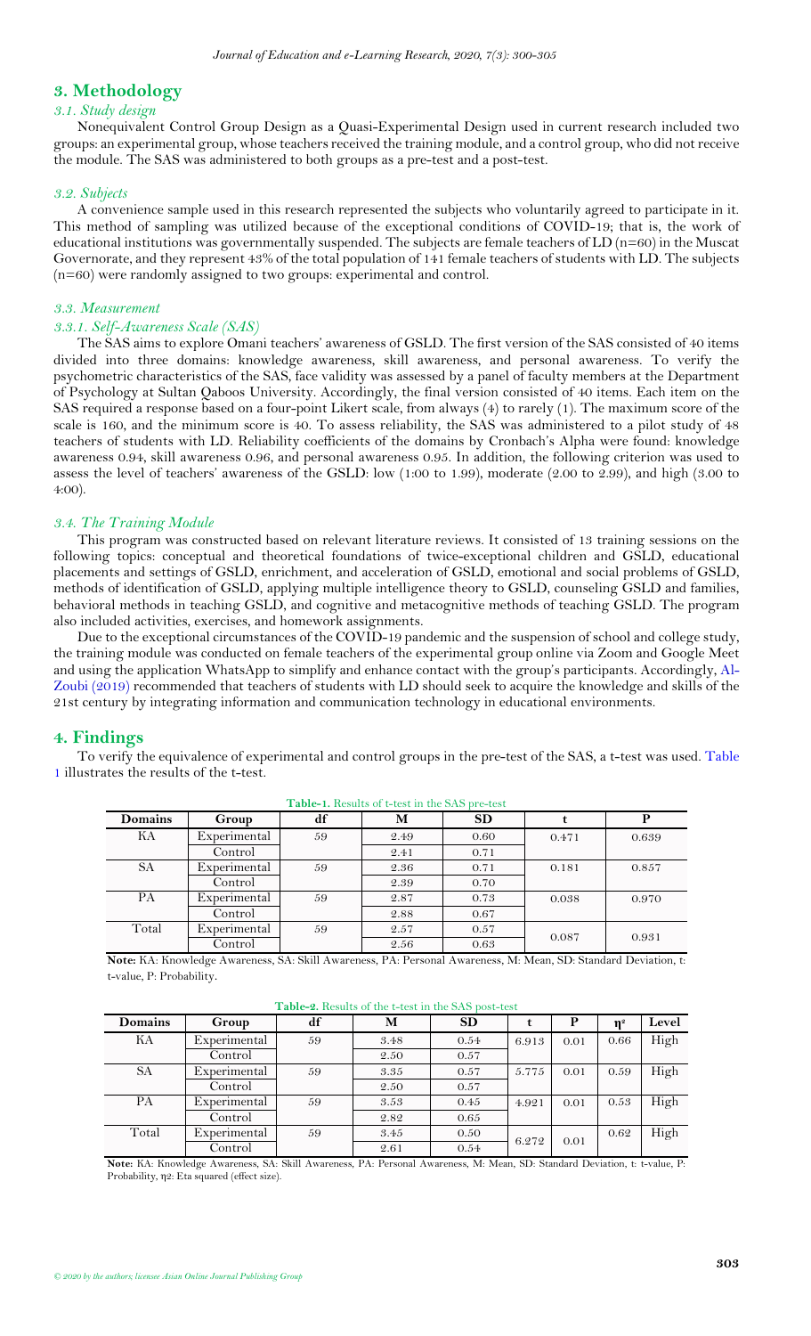## 3. Methodology

### 3.1. Study design

Nonequivalent Control Group Design as a Quasi-Experimental Design used in current research included two groups: an experimental group, whose teachers received the training module, and a control group, who did not receive the module. The SAS was administered to both groups as a pre-test and a post-test.

### 3.2. Subjects

A convenience sample used in this research represented the subjects who voluntarily agreed to participate in it. This method of sampling was utilized because of the exceptional conditions of COVID-19; that is, the work of educational institutions was governmentally suspended. The subjects are female teachers of LD (n=60) in the Muscat Governorate, and they represent 43% of the total population of 141 female teachers of students with LD. The subjects (n=60) were randomly assigned to two groups: experimental and control.

### 3.3. Measurement

#### 3.3.1. Self-Awareness Scale (SAS)

The SAS aims to explore Omani teachers' awareness of GSLD. The first version of the SAS consisted of 40 items divided into three domains: knowledge awareness, skill awareness, and personal awareness. To verify the psychometric characteristics of the SAS, face validity was assessed by a panel of faculty members at the Department of Psychology at Sultan Qaboos University. Accordingly, the final version consisted of 40 items. Each item on the SAS required a response based on a four-point Likert scale, from always (4) to rarely (1). The maximum score of the scale is 160, and the minimum score is 40. To assess reliability, the SAS was administered to a pilot study of 48 teachers of students with LD. Reliability coefficients of the domains by Cronbach's Alpha were found: knowledge awareness 0.94, skill awareness 0.96, and personal awareness 0.95. In addition, the following criterion was used to assess the level of teachers' awareness of the GSLD: low (1:00 to 1.99), moderate (2.00 to 2.99), and high (3.00 to 4:00).

### 3.4. The Training Module

This program was constructed based on relevant literature reviews. It consisted of 13 training sessions on the following topics: conceptual and theoretical foundations of twice-exceptional children and GSLD, educational placements and settings of GSLD, enrichment, and acceleration of GSLD, emotional and social problems of GSLD, methods of identification of GSLD, applying multiple intelligence theory to GSLD, counseling GSLD and families, behavioral methods in teaching GSLD, and cognitive and metacognitive methods of teaching GSLD. The program also included activities, exercises, and homework assignments.

Due to the exceptional circumstances of the COVID-19 pandemic and the suspension of school and college study, the training module was conducted on female teachers of the experimental group online via Zoom and Google Meet and using the application WhatsApp to simplify and enhance contact with the group's participants. Accordingly, Al-Zoubi (2019) recommended that teachers of students with LD should seek to acquire the knowledge and skills of the 21st century by integrating information and communication technology in educational environments.

## 4. Findings

To verify the equivalence of experimental and control groups in the pre-test of the SAS, a t-test was used. Table 1 illustrates the results of the t-test.

**Table-1.** Results of t-test in the SAS pre-test

| Domains | Group | df | M | SD | t | P |
|---|---|---|---|---|---|---|
| KA | Experimental | 59 | 2.49 | 0.60 | 0.471 | 0.639 |
| | Control | | 2.41 | 0.71 | | |
| SA | Experimental | 59 | 2.36 | 0.71 | 0.181 | 0.857 |
| | Control | | 2.39 | 0.70 | | |
| PA | Experimental | 59 | 2.87 | 0.73 | 0.038 | 0.970 |
| | Control | | 2.88 | 0.67 | | |
| Total | Experimental | 59 | 2.57 | 0.57 | 0.087 | 0.931 |
| | Control | | 2.56 | 0.63 | | |

**Note:** KA: Knowledge Awareness, SA: Skill Awareness, PA: Personal Awareness, M: Mean, SD: Standard Deviation, t: t-value, P: Probability.

**Table-2.** Results of the t-test in the SAS post-test

| Domains | Group | df | M | SD | t | P | $\eta^2$ | Level |
|---|---|---|---|---|---|---|---|---|
| KA | Experimental | 59 | 3.48 | 0.54 | 6.913 | 0.01 | 0.66 | High |
| | Control | | 2.50 | 0.57 | | | | |
| SA | Experimental | 59 | 3.35 | 0.57 | 5.775 | 0.01 | 0.59 | High |
| | Control | | 2.50 | 0.57 | | | | |
| PA | Experimental | 59 | 3.53 | 0.45 | 4.921 | 0.01 | 0.53 | High |
| | Control | | 2.82 | 0.65 | | | | |
| Total | Experimental | 59 | 3.45 | 0.50 | 6.272 | 0.01 | 0.62 | High |
| | Control | | 2.61 | 0.54 | | | | |

**Note:** KA: Knowledge Awareness, SA: Skill Awareness, PA: Personal Awareness, M: Mean, SD: Standard Deviation, t: t-value, P: Probability, η2: Eta squared (effect size).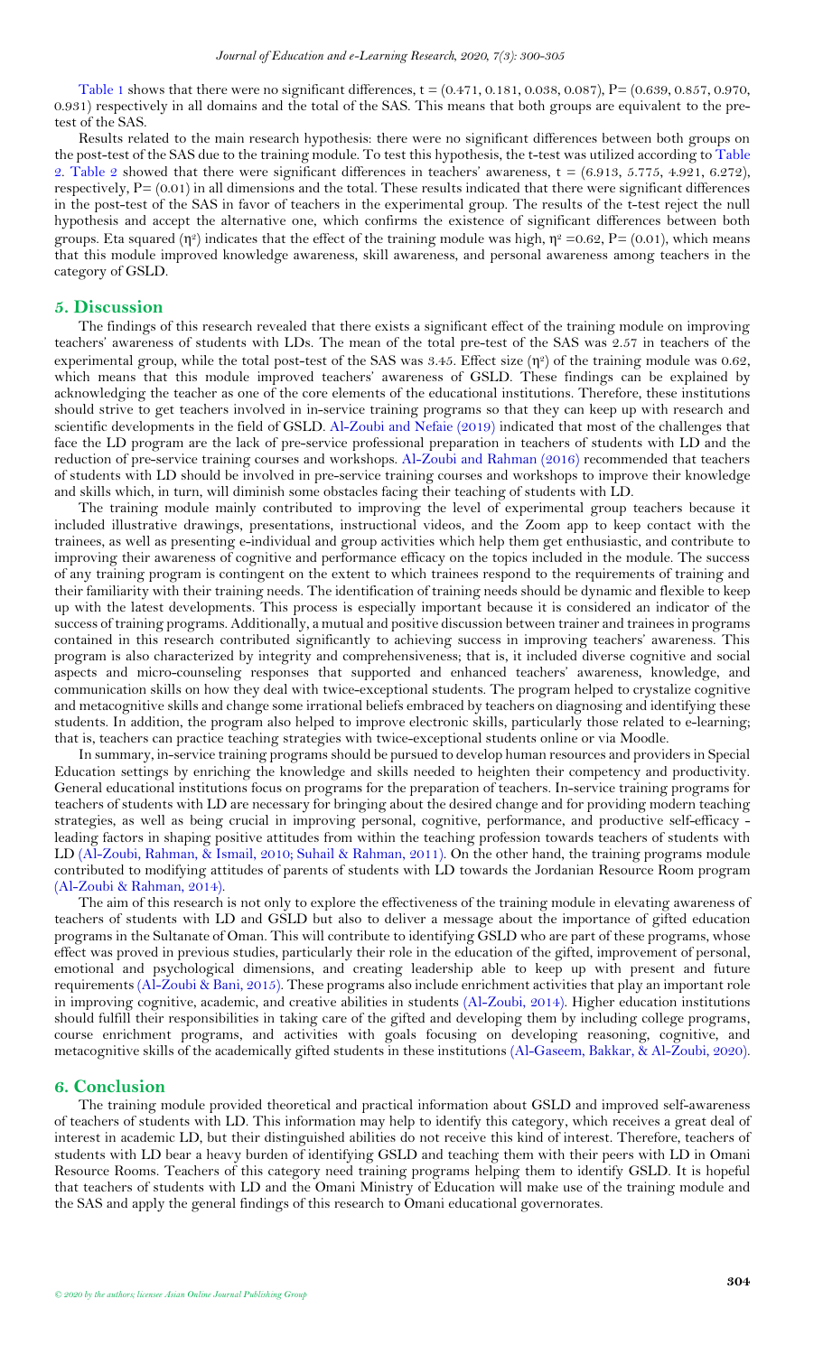Table 1 shows that there were no significant differences, t = (0.471, 0.181, 0.038, 0.087), P= (0.639, 0.857, 0.970, 0.931) respectively in all domains and the total of the SAS. This means that both groups are equivalent to the pre-test of the SAS.

Results related to the main research hypothesis: there were no significant differences between both groups on the post-test of the SAS due to the training module. To test this hypothesis, the t-test was utilized according to Table 2. Table 2 showed that there were significant differences in teachers' awareness, t = (6.913, 5.775, 4.921, 6.272), respectively, P= (0.01) in all dimensions and the total. These results indicated that there were significant differences in the post-test of the SAS in favor of teachers in the experimental group. The results of the t-test reject the null hypothesis and accept the alternative one, which confirms the existence of significant differences between both groups. Eta squared ($\eta^2$) indicates that the effect of the training module was high, $\eta^2$ =0.62, P= (0.01), which means that this module improved knowledge awareness, skill awareness, and personal awareness among teachers in the category of GSLD.

## 5. Discussion

The findings of this research revealed that there exists a significant effect of the training module on improving teachers' awareness of students with LDs. The mean of the total pre-test of the SAS was 2.57 in teachers of the experimental group, while the total post-test of the SAS was 3.45. Effect size ($\eta^2$) of the training module was 0.62, which means that this module improved teachers' awareness of GSLD. These findings can be explained by acknowledging the teacher as one of the core elements of the educational institutions. Therefore, these institutions should strive to get teachers involved in in-service training programs so that they can keep up with research and scientific developments in the field of GSLD. Al-Zoubi and Nefaie (2019) indicated that most of the challenges that face the LD program are the lack of pre-service professional preparation in teachers of students with LD and the reduction of pre-service training courses and workshops. Al-Zoubi and Rahman (2016) recommended that teachers of students with LD should be involved in pre-service training courses and workshops to improve their knowledge and skills which, in turn, will diminish some obstacles facing their teaching of students with LD.

The training module mainly contributed to improving the level of experimental group teachers because it included illustrative drawings, presentations, instructional videos, and the Zoom app to keep contact with the trainees, as well as presenting e-individual and group activities which help them get enthusiastic, and contribute to improving their awareness of cognitive and performance efficacy on the topics included in the module. The success of any training program is contingent on the extent to which trainees respond to the requirements of training and their familiarity with their training needs. The identification of training needs should be dynamic and flexible to keep up with the latest developments. This process is especially important because it is considered an indicator of the success of training programs. Additionally, a mutual and positive discussion between trainer and trainees in programs contained in this research contributed significantly to achieving success in improving teachers' awareness. This program is also characterized by integrity and comprehensiveness; that is, it included diverse cognitive and social aspects and micro-counseling responses that supported and enhanced teachers' awareness, knowledge, and communication skills on how they deal with twice-exceptional students. The program helped to crystalize cognitive and metacognitive skills and change some irrational beliefs embraced by teachers on diagnosing and identifying these students. In addition, the program also helped to improve electronic skills, particularly those related to e-learning; that is, teachers can practice teaching strategies with twice-exceptional students online or via Moodle.

In summary, in-service training programs should be pursued to develop human resources and providers in Special Education settings by enriching the knowledge and skills needed to heighten their competency and productivity. General educational institutions focus on programs for the preparation of teachers. In-service training programs for teachers of students with LD are necessary for bringing about the desired change and for providing modern teaching strategies, as well as being crucial in improving personal, cognitive, performance, and productive self-efficacy - leading factors in shaping positive attitudes from within the teaching profession towards teachers of students with LD (Al-Zoubi, Rahman, & Ismail, 2010; Suhail & Rahman, 2011). On the other hand, the training programs module contributed to modifying attitudes of parents of students with LD towards the Jordanian Resource Room program (Al-Zoubi & Rahman, 2014).

The aim of this research is not only to explore the effectiveness of the training module in elevating awareness of teachers of students with LD and GSLD but also to deliver a message about the importance of gifted education programs in the Sultanate of Oman. This will contribute to identifying GSLD who are part of these programs, whose effect was proved in previous studies, particularly their role in the education of the gifted, improvement of personal, emotional and psychological dimensions, and creating leadership able to keep up with present and future requirements (Al-Zoubi & Bani, 2015). These programs also include enrichment activities that play an important role in improving cognitive, academic, and creative abilities in students (Al-Zoubi, 2014). Higher education institutions should fulfill their responsibilities in taking care of the gifted and developing them by including college programs, course enrichment programs, and activities with goals focusing on developing reasoning, cognitive, and metacognitive skills of the academically gifted students in these institutions (Al-Gaseem, Bakkar, & Al-Zoubi, 2020).

## 6. Conclusion

The training module provided theoretical and practical information about GSLD and improved self-awareness of teachers of students with LD. This information may help to identify this category, which receives a great deal of interest in academic LD, but their distinguished abilities do not receive this kind of interest. Therefore, teachers of students with LD bear a heavy burden of identifying GSLD and teaching them with their peers with LD in Omani Resource Rooms. Teachers of this category need training programs helping them to identify GSLD. It is hopeful that teachers of students with LD and the Omani Ministry of Education will make use of the training module and the SAS and apply the general findings of this research to Omani educational governorates.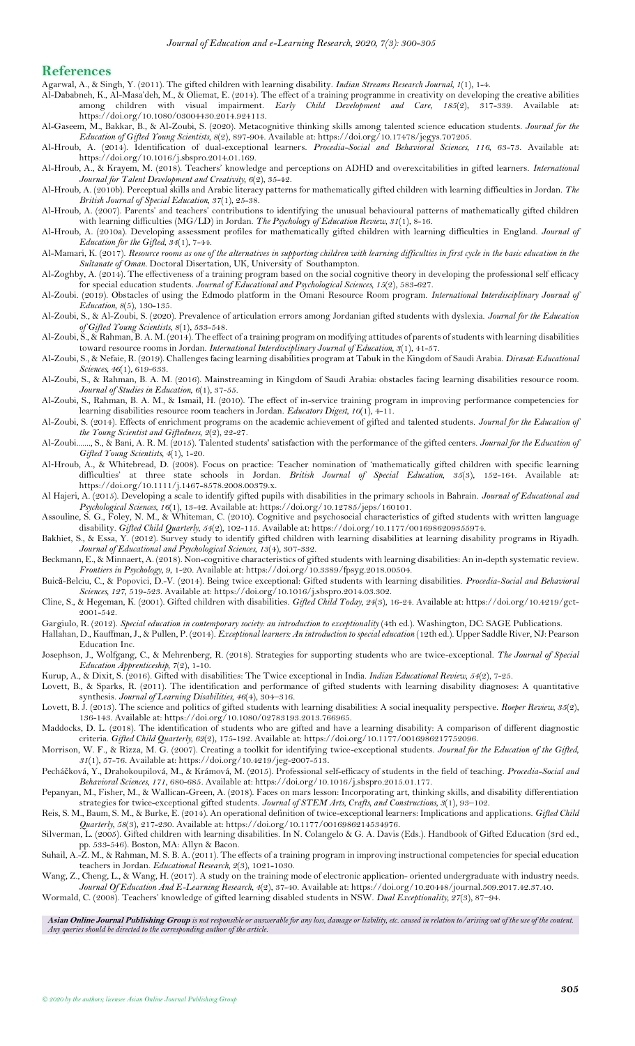## References

Agarwal, A., & Singh, Y. (2011). The gifted children with learning disability. *Indian Streams Research Journal, 1*(1), 1-4.

Al-Dababneh, K., Al-Masa'deh, M., & Oliemat, E. (2014). The effect of a training programme in creativity on developing the creative abilities among children with visual impairment. *Early Child Development and Care, 185*(2), 317-339. Available at: https://doi.org/10.1080/03004430.2014.924113.

Al-Gaseem, M., Bakkar, B., & Al-Zoubi, S. (2020). Metacognitive thinking skills among talented science education students. *Journal for the Education of Gifted Young Scientists, 8*(2), 897-904. Available at: https://doi.org/10.17478/jegys.707205.

Al-Hroub, A. (2014). Identification of dual-exceptional learners. *Procedia-Social and Behavioral Sciences, 116*, 63-73. Available at: https://doi.org/10.1016/j.sbspro.2014.01.169.

Al-Hroub, A., & Krayem, M. (2018). Teachers' knowledge and perceptions on ADHD and overexcitabilities in gifted learners. *International Journal for Talent Development and Creativity, 6*(2), 35-42.

Al-Hroub, A. (2010b). Perceptual skills and Arabic literacy patterns for mathematically gifted children with learning difficulties in Jordan. *The British Journal of Special Education, 37*(1), 25-38.

Al-Hroub, A. (2007). Parents' and teachers' contributions to identifying the unusual behavioural patterns of mathematically gifted children with learning difficulties (MG/LD) in Jordan. *The Psychology of Education Review, 31*(1), 8-16.

Al-Hroub, A. (2010a). Developing assessment profiles for mathematically gifted children with learning difficulties in England. *Journal of Education for the Gifted, 34*(1), 7-44.

Al-Mamari, K. (2017). *Resource rooms as one of the alternatives in supporting children with learning difficulties in first cycle in the basic education in the Sultanate of Oman*. Doctoral Disertation, UK, University of Southampton.

Al-Zoghby, A. (2014). The effectiveness of a training program based on the social cognitive theory in developing the professional self efficacy for special education students. *Journal of Educational and Psychological Sciences, 15*(2), 583-627.

Al-Zoubi. (2019). Obstacles of using the Edmodo platform in the Omani Resource Room program. *International Interdisciplinary Journal of Education, 8*(5), 130-135.

Al-Zoubi, S., & Al-Zoubi, S. (2020). Prevalence of articulation errors among Jordanian gifted students with dyslexia. *Journal for the Education of Gifted Young Scientists, 8*(1), 533-548.

Al-Zoubi, S., & Rahman, B. A. M. (2014). The effect of a training program on modifying attitudes of parents of students with learning disabilities toward resource rooms in Jordan. *International Interdisciplinary Journal of Education, 3*(1), 41-57.

Al-Zoubi, S., & Nefaie, R. (2019). Challenges facing learning disabilities program at Tabuk in the Kingdom of Saudi Arabia. *Dirasat: Educational Sciences, 46*(1), 619-633.

Al-Zoubi, S., & Rahman, B. A. M. (2016). Mainstreaming in Kingdom of Saudi Arabia: obstacles facing learning disabilities resource room. *Journal of Studies in Education, 6*(1), 37-55.

Al-Zoubi, S., Rahman, B. A. M., & Ismail, H. (2010). The effect of in-service training program in improving performance competencies for learning disabilities resource room teachers in Jordan. *Educators Digest, 10*(1), 4-11.

Al-Zoubi, S. (2014). Effects of enrichment programs on the academic achievement of gifted and talented students. *Journal for the Education of the Young Scientist and Giftedness, 2*(2), 22-27.

Al-Zoubi......, S., & Bani, A. R. M. (2015). Talented students' satisfaction with the performance of the gifted centers. *Journal for the Education of Gifted Young Scientists, 4*(1), 1-20.

Al-Hroub, A., & Whitebread, D. (2008). Focus on practice: Teacher nomination of 'mathematically gifted children with specific learning difficulties' at three state schools in Jordan. *British Journal of Special Education, 35*(3), 152-164. Available at: https://doi.org/10.1111/j.1467-8578.2008.00379.x.

Al Hajeri, A. (2015). Developing a scale to identify gifted pupils with disabilities in the primary schools in Bahrain. *Journal of Educational and Psychological Sciences, 16*(1), 13-42. Available at: https://doi.org/10.12785/jeps/160101.

Assouline, S. G., Foley, N. M., & Whiteman, C. (2010). Cognitive and psychosocial characteristics of gifted students with written language disability. *Gifted Child Quarterly, 54*(2), 102-115. Available at: https://doi.org/10.1177/0016986209355974.

Bakhiet, S., & Essa, Y. (2012). Survey study to identify gifted children with learning disabilities at learning disability programs in Riyadh. *Journal of Educational and Psychological Sciences, 13*(4), 307-332.

Beckmann, E., & Minnaert, A. (2018). Non-cognitive characteristics of gifted students with learning disabilities: An in-depth systematic review. *Frontiers in Psychology, 9*, 1-20. Available at: https://doi.org/10.3389/fpsyg.2018.00504.

Buică-Belciu, C., & Popovici, D.-V. (2014). Being twice exceptional: Gifted students with learning disabilities. *Procedia-Social and Behavioral Sciences, 127*, 519-523. Available at: https://doi.org/10.1016/j.sbspro.2014.03.302.

Cline, S., & Hegeman, K. (2001). Gifted children with disabilities. *Gifted Child Today, 24*(3), 16-24. Available at: https://doi.org/10.4219/gct-2001-542.

Gargiulo, R. (2012). *Special education in contemporary society: an introduction to exceptionality* (4th ed.). Washington, DC: SAGE Publications.

Hallahan, D., Kauffman, J., & Pullen, P. (2014). *Exceptional learners: An introduction to special education* (12th ed.). Upper Saddle River, NJ: Pearson Education Inc.

Josephson, J., Wolfgang, C., & Mehrenberg, R. (2018). Strategies for supporting students who are twice-exceptional. *The Journal of Special Education Apprenticeship, 7*(2), 1-10.

Kurup, A., & Dixit, S. (2016). Gifted with disabilities: The Twice exceptional in India. *Indian Educational Review, 54*(2), 7-25.

Lovett, B., & Sparks, R. (2011). The identification and performance of gifted students with learning disability diagnoses: A quantitative synthesis. *Journal of Learning Disabilities, 46*(4), 304–316.

Lovett, B. J. (2013). The science and politics of gifted students with learning disabilities: A social inequality perspective. *Roeper Review, 35*(2), 136-143. Available at: https://doi.org/10.1080/02783193.2013.766965.

Maddocks, D. L. (2018). The identification of students who are gifted and have a learning disability: A comparison of different diagnostic criteria. *Gifted Child Quarterly, 62*(2), 175-192. Available at: https://doi.org/10.1177/0016986217752096.

Morrison, W. F., & Rizza, M. G. (2007). Creating a toolkit for identifying twice-exceptional students. *Journal for the Education of the Gifted, 31*(1), 57-76. Available at: https://doi.org/10.4219/jeg-2007-513.

Petháčková, Y., Drahokoupilová, M., & Krámová, M. (2015). Professional self-efficacy of students in the field of teaching. *Procedia-Social and Behavioral Sciences, 171*, 680-685. Available at: https://doi.org/10.1016/j.sbspro.2015.01.177.

Pepanyan, M., Fisher, M., & Wallican-Green, A. (2018). Faces on mars lesson: Incorporating art, thinking skills, and disability differentiation strategies for twice-exceptional gifted students. *Journal of STEM Arts, Crafts, and Constructions, 3*(1), 93–102.

Reis, S. M., Baum, S. M., & Burke, E. (2014). An operational definition of twice-exceptional learners: Implications and applications. *Gifted Child Quarterly, 58*(3), 217-230. Available at: https://doi.org/10.1177/0016986214534976.

Silverman, L. (2003). Gifted children with learning disabilities. In N. Colangelo & G. A. Davis (Eds.). Handbook of Gifted Education (3rd ed., pp. 533-546). Boston, MA: Allyn & Bacon.

Suhail, A.-Z. M., & Rahman, M. S. B. A. (2011). The effects of a training program in improving instructional competencies for special education teachers in Jordan. *Educational Research, 2*(3), 1021-1030.

Wang, Z., Cheng, L., & Wang, H. (2017). A study on the training mode of electronic application- oriented undergraduate with industry needs. *Journal Of Education And E-Learning Research, 4*(2), 37-40. Available at: https://doi.org/10.20448/journal.509.2017.42.37.40.

Wormald, C. (2008). Teachers' knowledge of gifted learning disabled students in NSW. *Dual Exceptionality, 27*(3), 87–94.

***Asian Online Journal Publishing Group** is not responsible or answerable for any loss, damage or liability, etc. caused in relation to/arising out of the use of the content. Any queries should be directed to the corresponding author of the article.*